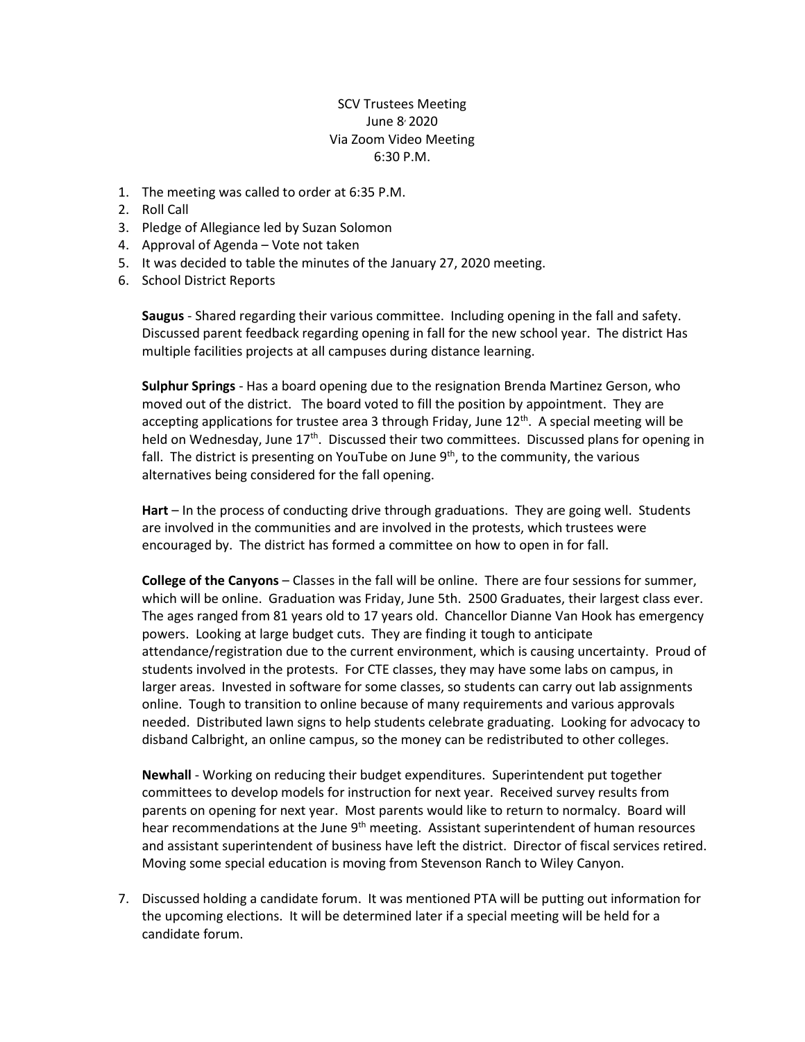SCV Trustees Meeting
June 8, 2020
Via Zoom Video Meeting
6:30 P.M.

1. The meeting was called to order at 6:35 P.M.
2. Roll Call
3. Pledge of Allegiance led by Suzan Solomon
4. Approval of Agenda – Vote not taken
5. It was decided to table the minutes of the January 27, 2020 meeting.
6. School District Reports

   **Saugus** - Shared regarding their various committee. Including opening in the fall and safety. Discussed parent feedback regarding opening in fall for the new school year. The district Has multiple facilities projects at all campuses during distance learning.

   **Sulphur Springs** - Has a board opening due to the resignation Brenda Martinez Gerson, who moved out of the district. The board voted to fill the position by appointment. They are accepting applications for trustee area 3 through Friday, June 12th. A special meeting will be held on Wednesday, June 17th. Discussed their two committees. Discussed plans for opening in fall. The district is presenting on YouTube on June 9th, to the community, the various alternatives being considered for the fall opening.

   **Hart** – In the process of conducting drive through graduations. They are going well. Students are involved in the communities and are involved in the protests, which trustees were encouraged by. The district has formed a committee on how to open in for fall.

   **College of the Canyons** – Classes in the fall will be online. There are four sessions for summer, which will be online. Graduation was Friday, June 5th. 2500 Graduates, their largest class ever. The ages ranged from 81 years old to 17 years old. Chancellor Dianne Van Hook has emergency powers. Looking at large budget cuts. They are finding it tough to anticipate attendance/registration due to the current environment, which is causing uncertainty. Proud of students involved in the protests. For CTE classes, they may have some labs on campus, in larger areas. Invested in software for some classes, so students can carry out lab assignments online. Tough to transition to online because of many requirements and various approvals needed. Distributed lawn signs to help students celebrate graduating. Looking for advocacy to disband Calbright, an online campus, so the money can be redistributed to other colleges.

   **Newhall** - Working on reducing their budget expenditures. Superintendent put together committees to develop models for instruction for next year. Received survey results from parents on opening for next year. Most parents would like to return to normalcy. Board will hear recommendations at the June 9th meeting. Assistant superintendent of human resources and assistant superintendent of business have left the district. Director of fiscal services retired. Moving some special education is moving from Stevenson Ranch to Wiley Canyon.

7. Discussed holding a candidate forum. It was mentioned PTA will be putting out information for the upcoming elections. It will be determined later if a special meeting will be held for a candidate forum.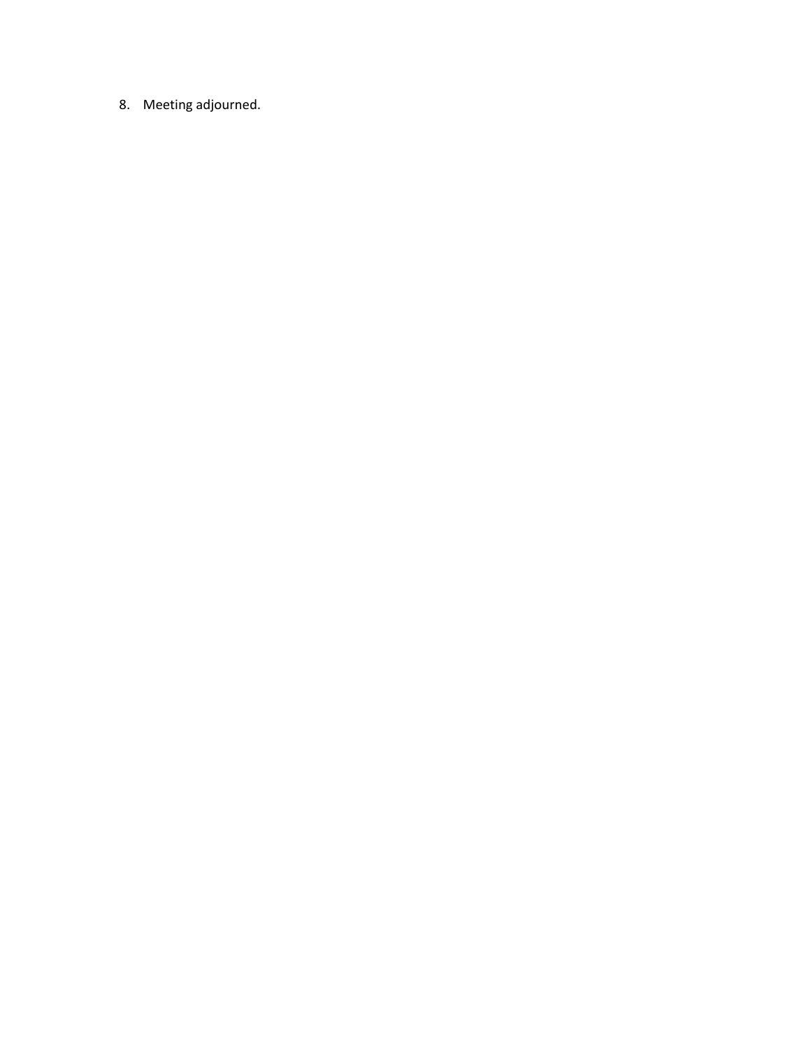8. Meeting adjourned.